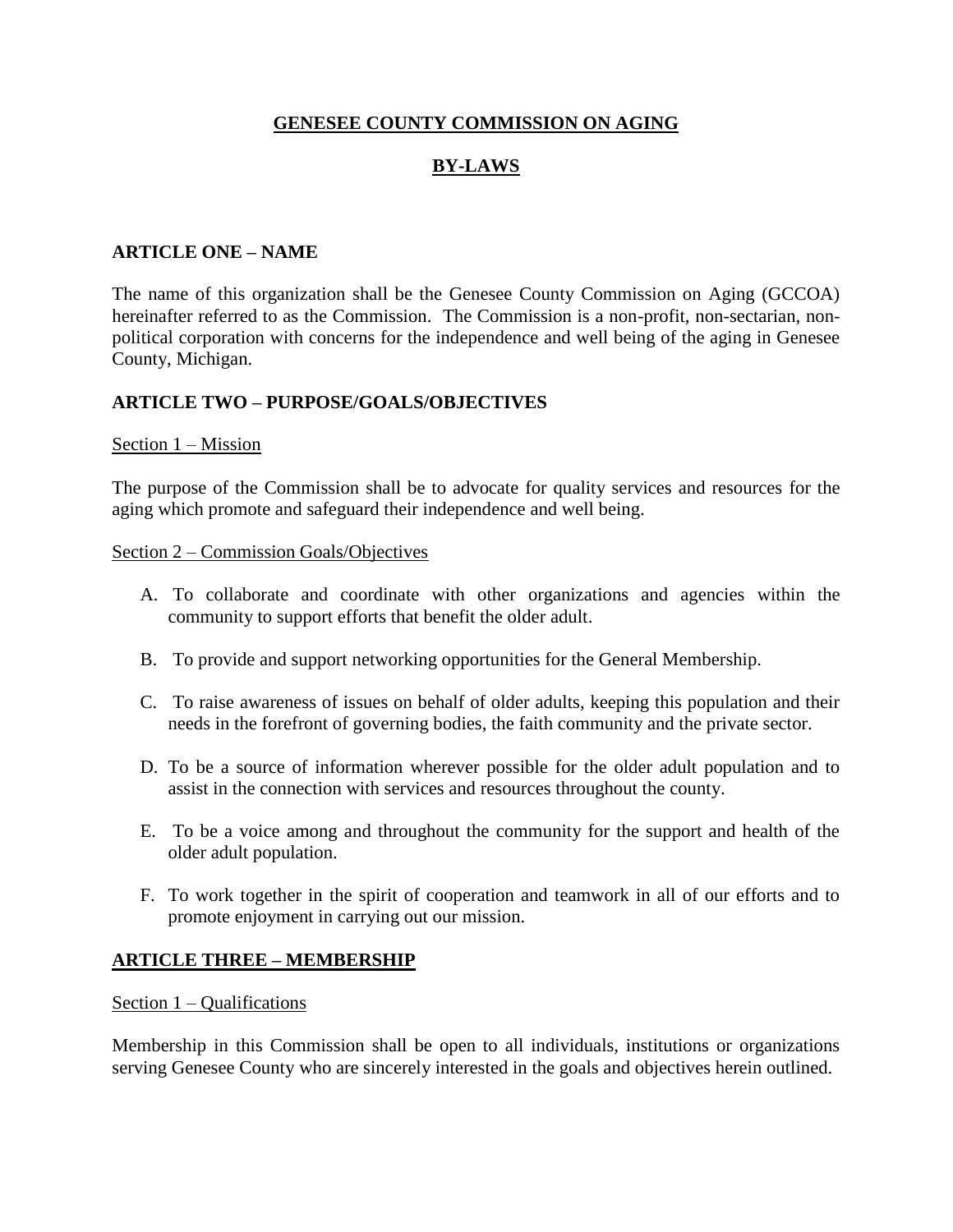# GENESEE COUNTY COMMISSION ON AGING

# BY-LAWS

## ARTICLE ONE – NAME

The name of this organization shall be the Genesee County Commission on Aging (GCCOA) hereinafter referred to as the Commission. The Commission is a non-profit, non-sectarian, non-political corporation with concerns for the independence and well being of the aging in Genesee County, Michigan.

## ARTICLE TWO – PURPOSE/GOALS/OBJECTIVES

### Section 1 – Mission

The purpose of the Commission shall be to advocate for quality services and resources for the aging which promote and safeguard their independence and well being.

### Section 2 – Commission Goals/Objectives

A. To collaborate and coordinate with other organizations and agencies within the community to support efforts that benefit the older adult.

B. To provide and support networking opportunities for the General Membership.

C. To raise awareness of issues on behalf of older adults, keeping this population and their needs in the forefront of governing bodies, the faith community and the private sector.

D. To be a source of information wherever possible for the older adult population and to assist in the connection with services and resources throughout the county.

E. To be a voice among and throughout the community for the support and health of the older adult population.

F. To work together in the spirit of cooperation and teamwork in all of our efforts and to promote enjoyment in carrying out our mission.

## ARTICLE THREE – MEMBERSHIP

### Section 1 – Qualifications

Membership in this Commission shall be open to all individuals, institutions or organizations serving Genesee County who are sincerely interested in the goals and objectives herein outlined.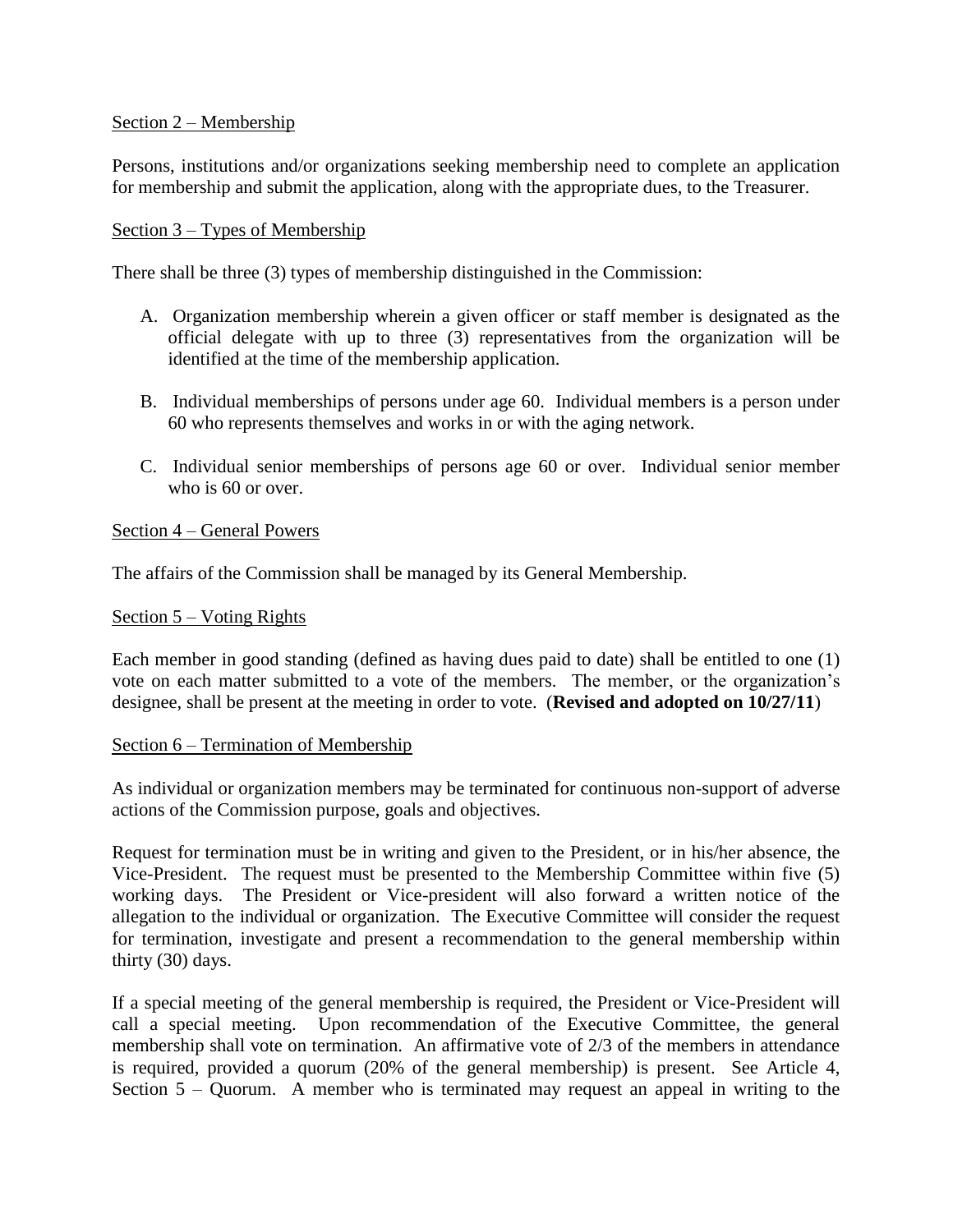Section 2 – Membership

Persons, institutions and/or organizations seeking membership need to complete an application for membership and submit the application, along with the appropriate dues, to the Treasurer.

Section 3 – Types of Membership

There shall be three (3) types of membership distinguished in the Commission:

A. Organization membership wherein a given officer or staff member is designated as the official delegate with up to three (3) representatives from the organization will be identified at the time of the membership application.

B. Individual memberships of persons under age 60. Individual members is a person under 60 who represents themselves and works in or with the aging network.

C. Individual senior memberships of persons age 60 or over. Individual senior member who is 60 or over.

Section 4 – General Powers

The affairs of the Commission shall be managed by its General Membership.

Section 5 – Voting Rights

Each member in good standing (defined as having dues paid to date) shall be entitled to one (1) vote on each matter submitted to a vote of the members. The member, or the organization's designee, shall be present at the meeting in order to vote. (**Revised and adopted on 10/27/11**)

Section 6 – Termination of Membership

As individual or organization members may be terminated for continuous non-support of adverse actions of the Commission purpose, goals and objectives.

Request for termination must be in writing and given to the President, or in his/her absence, the Vice-President. The request must be presented to the Membership Committee within five (5) working days. The President or Vice-president will also forward a written notice of the allegation to the individual or organization. The Executive Committee will consider the request for termination, investigate and present a recommendation to the general membership within thirty (30) days.

If a special meeting of the general membership is required, the President or Vice-President will call a special meeting. Upon recommendation of the Executive Committee, the general membership shall vote on termination. An affirmative vote of 2/3 of the members in attendance is required, provided a quorum (20% of the general membership) is present. See Article 4, Section 5 – Quorum. A member who is terminated may request an appeal in writing to the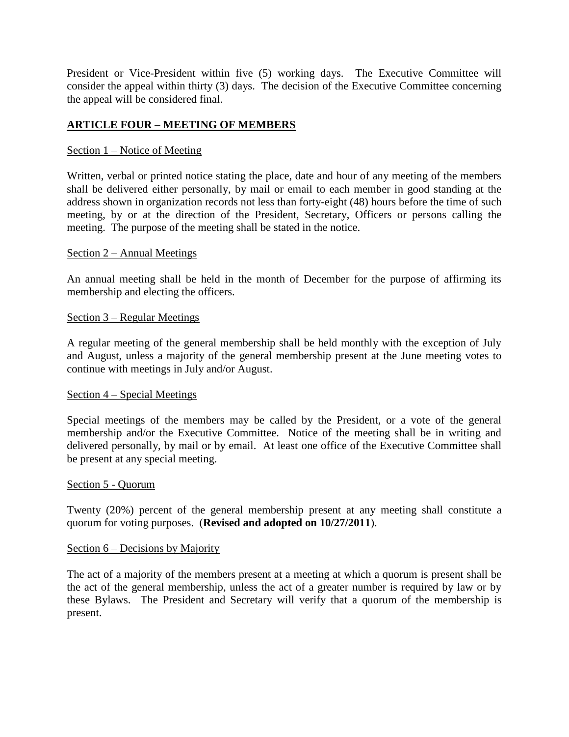President or Vice-President within five (5) working days. The Executive Committee will consider the appeal within thirty (3) days. The decision of the Executive Committee concerning the appeal will be considered final.

## ARTICLE FOUR – MEETING OF MEMBERS

Section 1 – Notice of Meeting

Written, verbal or printed notice stating the place, date and hour of any meeting of the members shall be delivered either personally, by mail or email to each member in good standing at the address shown in organization records not less than forty-eight (48) hours before the time of such meeting, by or at the direction of the President, Secretary, Officers or persons calling the meeting. The purpose of the meeting shall be stated in the notice.

Section 2 – Annual Meetings

An annual meeting shall be held in the month of December for the purpose of affirming its membership and electing the officers.

Section 3 – Regular Meetings

A regular meeting of the general membership shall be held monthly with the exception of July and August, unless a majority of the general membership present at the June meeting votes to continue with meetings in July and/or August.

Section 4 – Special Meetings

Special meetings of the members may be called by the President, or a vote of the general membership and/or the Executive Committee. Notice of the meeting shall be in writing and delivered personally, by mail or by email. At least one office of the Executive Committee shall be present at any special meeting.

Section 5 - Quorum

Twenty (20%) percent of the general membership present at any meeting shall constitute a quorum for voting purposes. (**Revised and adopted on 10/27/2011**).

Section 6 – Decisions by Majority

The act of a majority of the members present at a meeting at which a quorum is present shall be the act of the general membership, unless the act of a greater number is required by law or by these Bylaws. The President and Secretary will verify that a quorum of the membership is present.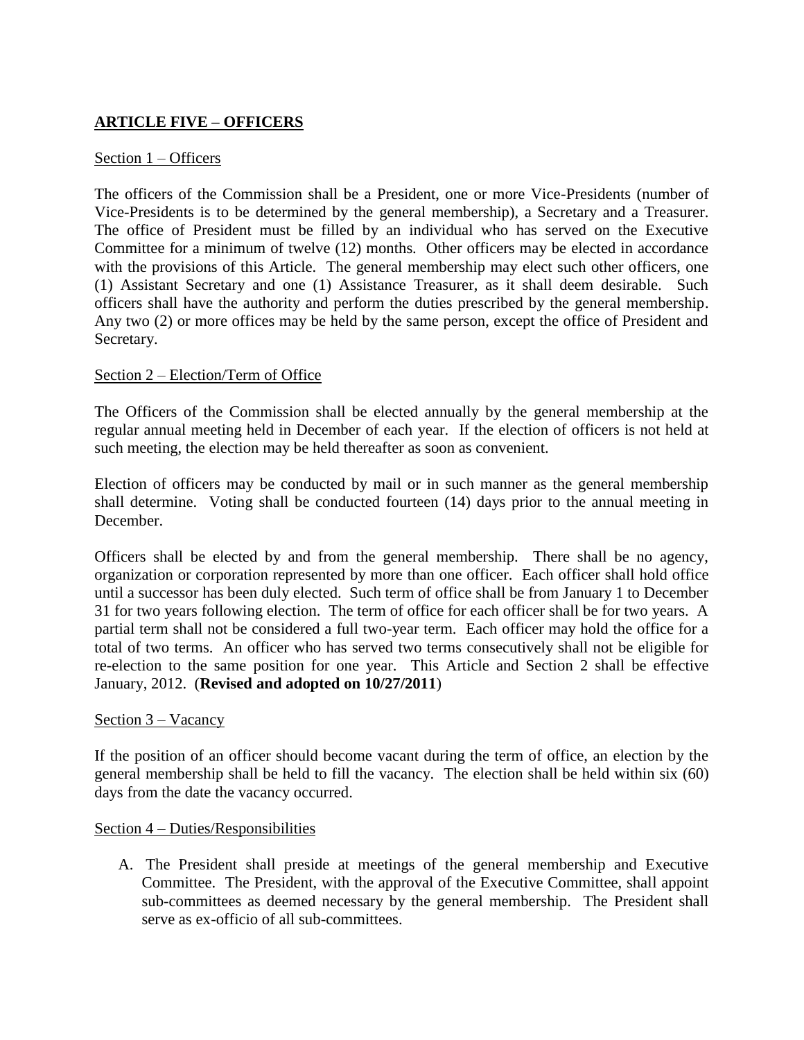## ARTICLE FIVE – OFFICERS

Section 1 – Officers

The officers of the Commission shall be a President, one or more Vice-Presidents (number of Vice-Presidents is to be determined by the general membership), a Secretary and a Treasurer. The office of President must be filled by an individual who has served on the Executive Committee for a minimum of twelve (12) months. Other officers may be elected in accordance with the provisions of this Article. The general membership may elect such other officers, one (1) Assistant Secretary and one (1) Assistance Treasurer, as it shall deem desirable. Such officers shall have the authority and perform the duties prescribed by the general membership. Any two (2) or more offices may be held by the same person, except the office of President and Secretary.

Section 2 – Election/Term of Office

The Officers of the Commission shall be elected annually by the general membership at the regular annual meeting held in December of each year. If the election of officers is not held at such meeting, the election may be held thereafter as soon as convenient.

Election of officers may be conducted by mail or in such manner as the general membership shall determine. Voting shall be conducted fourteen (14) days prior to the annual meeting in December.

Officers shall be elected by and from the general membership. There shall be no agency, organization or corporation represented by more than one officer. Each officer shall hold office until a successor has been duly elected. Such term of office shall be from January 1 to December 31 for two years following election. The term of office for each officer shall be for two years. A partial term shall not be considered a full two-year term. Each officer may hold the office for a total of two terms. An officer who has served two terms consecutively shall not be eligible for re-election to the same position for one year. This Article and Section 2 shall be effective January, 2012. (**Revised and adopted on 10/27/2011**)

Section 3 – Vacancy

If the position of an officer should become vacant during the term of office, an election by the general membership shall be held to fill the vacancy. The election shall be held within six (60) days from the date the vacancy occurred.

Section 4 – Duties/Responsibilities

A. The President shall preside at meetings of the general membership and Executive Committee. The President, with the approval of the Executive Committee, shall appoint sub-committees as deemed necessary by the general membership. The President shall serve as ex-officio of all sub-committees.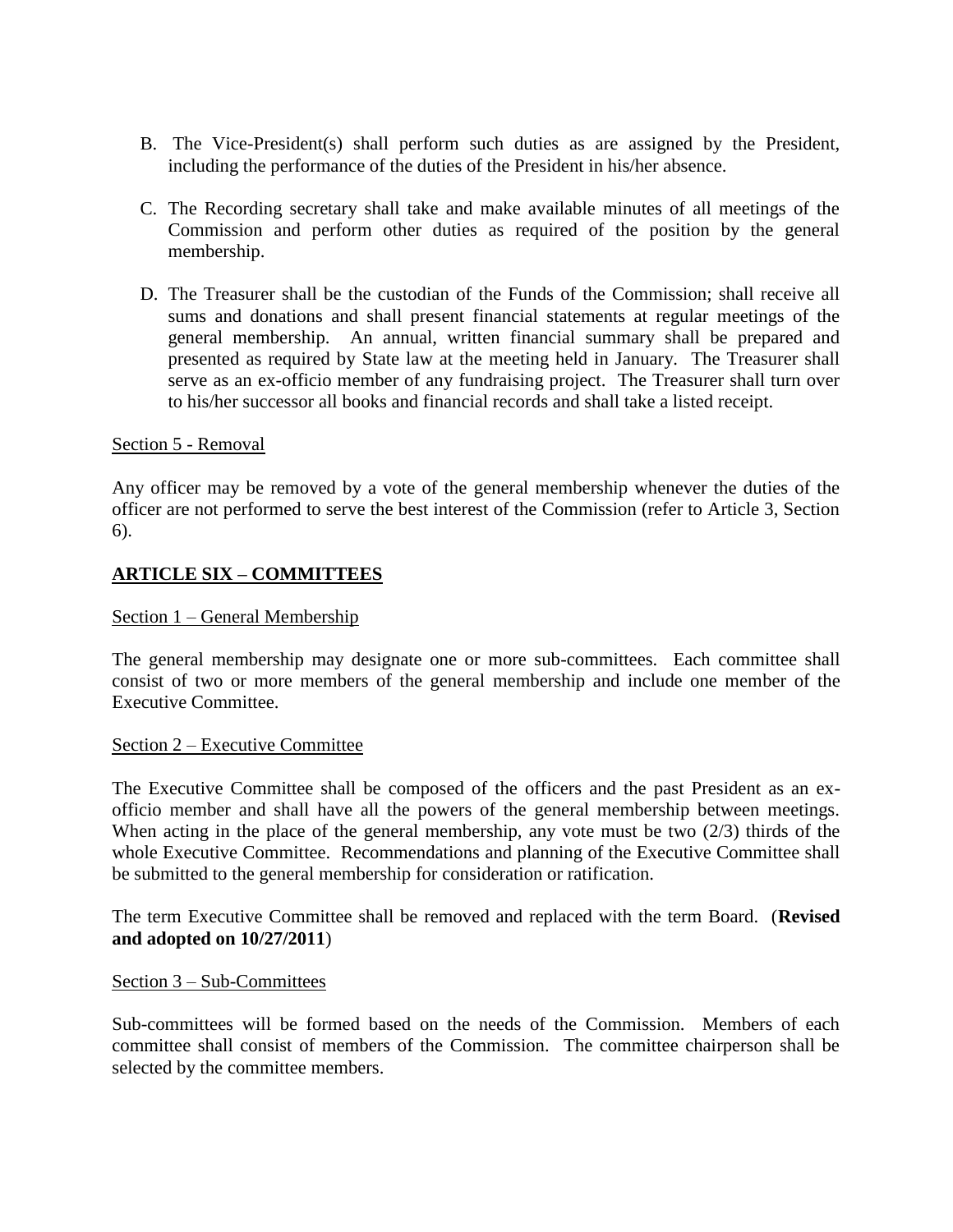B. The Vice-President(s) shall perform such duties as are assigned by the President, including the performance of the duties of the President in his/her absence.

C. The Recording secretary shall take and make available minutes of all meetings of the Commission and perform other duties as required of the position by the general membership.

D. The Treasurer shall be the custodian of the Funds of the Commission; shall receive all sums and donations and shall present financial statements at regular meetings of the general membership. An annual, written financial summary shall be prepared and presented as required by State law at the meeting held in January. The Treasurer shall serve as an ex-officio member of any fundraising project. The Treasurer shall turn over to his/her successor all books and financial records and shall take a listed receipt.

<u>Section 5 - Removal</u>

Any officer may be removed by a vote of the general membership whenever the duties of the officer are not performed to serve the best interest of the Commission (refer to Article 3, Section 6).

## ARTICLE SIX – COMMITTEES

<u>Section 1 – General Membership</u>

The general membership may designate one or more sub-committees. Each committee shall consist of two or more members of the general membership and include one member of the Executive Committee.

<u>Section 2 – Executive Committee</u>

The Executive Committee shall be composed of the officers and the past President as an ex-officio member and shall have all the powers of the general membership between meetings. When acting in the place of the general membership, any vote must be two (2/3) thirds of the whole Executive Committee. Recommendations and planning of the Executive Committee shall be submitted to the general membership for consideration or ratification.

The term Executive Committee shall be removed and replaced with the term Board. (**Revised and adopted on 10/27/2011**)

<u>Section 3 – Sub-Committees</u>

Sub-committees will be formed based on the needs of the Commission. Members of each committee shall consist of members of the Commission. The committee chairperson shall be selected by the committee members.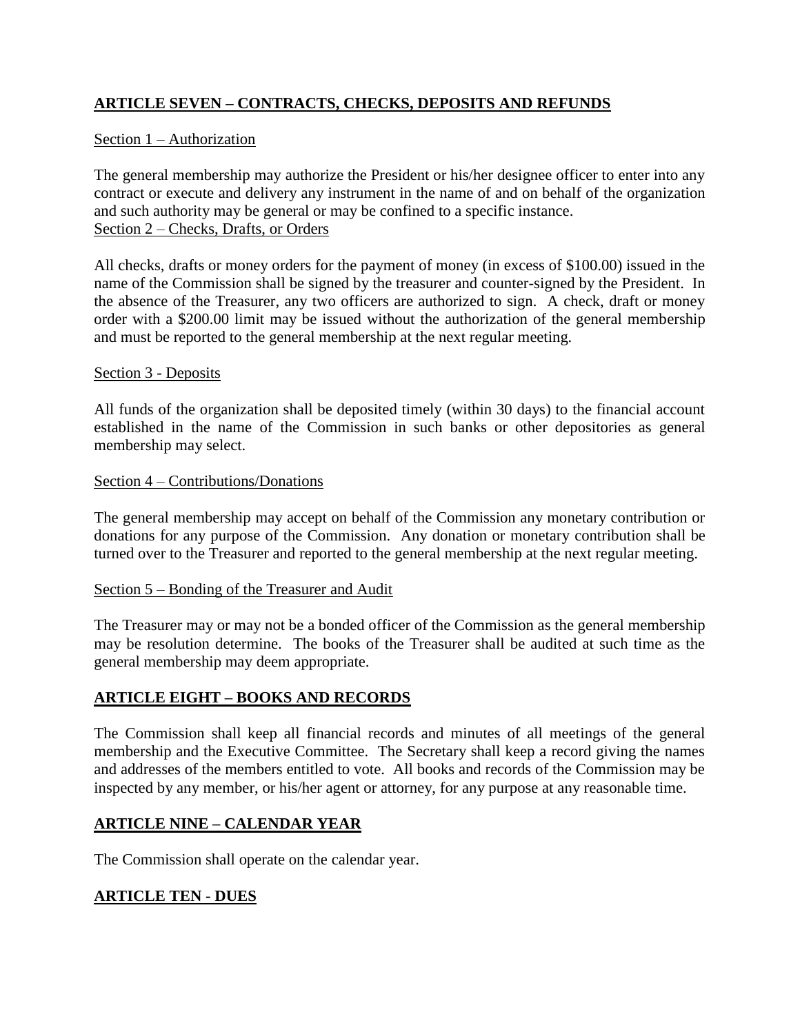## ARTICLE SEVEN – CONTRACTS, CHECKS, DEPOSITS AND REFUNDS

Section 1 – Authorization

The general membership may authorize the President or his/her designee officer to enter into any contract or execute and delivery any instrument in the name of and on behalf of the organization and such authority may be general or may be confined to a specific instance.

Section 2 – Checks, Drafts, or Orders

All checks, drafts or money orders for the payment of money (in excess of $100.00) issued in the name of the Commission shall be signed by the treasurer and counter-signed by the President. In the absence of the Treasurer, any two officers are authorized to sign. A check, draft or money order with a $200.00 limit may be issued without the authorization of the general membership and must be reported to the general membership at the next regular meeting.

Section 3 - Deposits

All funds of the organization shall be deposited timely (within 30 days) to the financial account established in the name of the Commission in such banks or other depositories as general membership may select.

Section 4 – Contributions/Donations

The general membership may accept on behalf of the Commission any monetary contribution or donations for any purpose of the Commission. Any donation or monetary contribution shall be turned over to the Treasurer and reported to the general membership at the next regular meeting.

Section 5 – Bonding of the Treasurer and Audit

The Treasurer may or may not be a bonded officer of the Commission as the general membership may be resolution determine. The books of the Treasurer shall be audited at such time as the general membership may deem appropriate.

## ARTICLE EIGHT – BOOKS AND RECORDS

The Commission shall keep all financial records and minutes of all meetings of the general membership and the Executive Committee. The Secretary shall keep a record giving the names and addresses of the members entitled to vote. All books and records of the Commission may be inspected by any member, or his/her agent or attorney, for any purpose at any reasonable time.

## ARTICLE NINE – CALENDAR YEAR

The Commission shall operate on the calendar year.

## ARTICLE TEN - DUES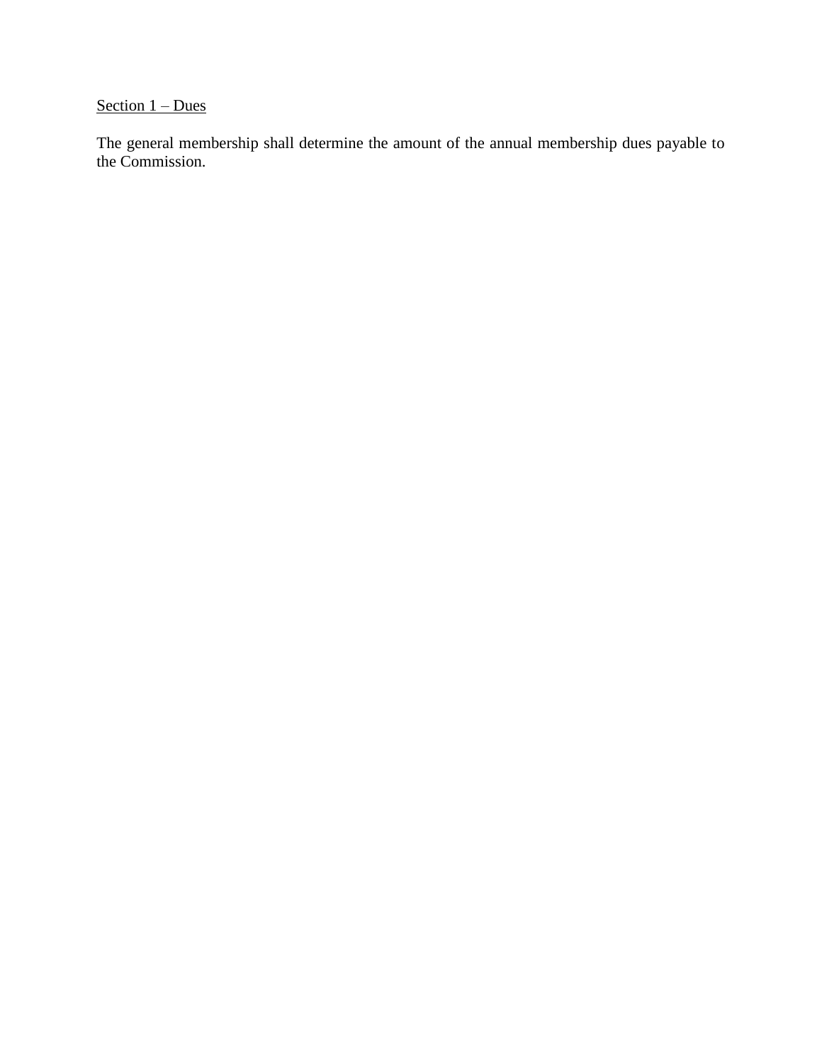Section 1 – Dues

The general membership shall determine the amount of the annual membership dues payable to the Commission.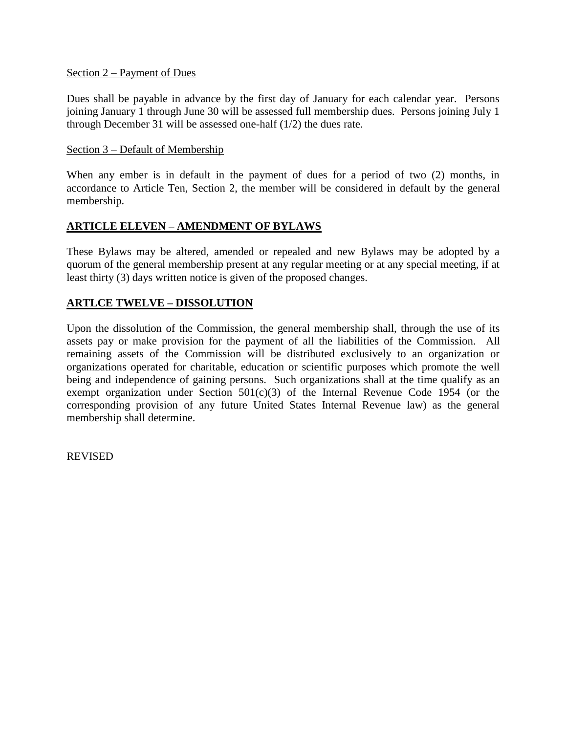Section 2 – Payment of Dues

Dues shall be payable in advance by the first day of January for each calendar year. Persons joining January 1 through June 30 will be assessed full membership dues. Persons joining July 1 through December 31 will be assessed one-half (1/2) the dues rate.

Section 3 – Default of Membership

When any ember is in default in the payment of dues for a period of two (2) months, in accordance to Article Ten, Section 2, the member will be considered in default by the general membership.

## ARTICLE ELEVEN – AMENDMENT OF BYLAWS

These Bylaws may be altered, amended or repealed and new Bylaws may be adopted by a quorum of the general membership present at any regular meeting or at any special meeting, if at least thirty (3) days written notice is given of the proposed changes.

## ARTLCE TWELVE – DISSOLUTION

Upon the dissolution of the Commission, the general membership shall, through the use of its assets pay or make provision for the payment of all the liabilities of the Commission. All remaining assets of the Commission will be distributed exclusively to an organization or organizations operated for charitable, education or scientific purposes which promote the well being and independence of gaining persons. Such organizations shall at the time qualify as an exempt organization under Section 501(c)(3) of the Internal Revenue Code 1954 (or the corresponding provision of any future United States Internal Revenue law) as the general membership shall determine.

REVISED